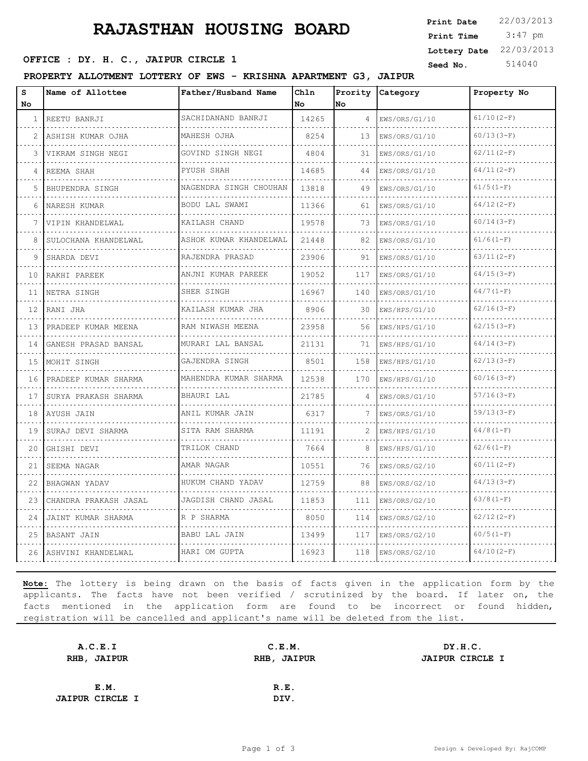# RAJASTHAN HOUSING BOARD

**Print Date** 22/03/2013
**Print Time** 3:47 pm
**Lottery Date** 22/03/2013
**Seed No.** 514040

**OFFICE : DY. H. C., JAIPUR CIRCLE 1**

**PROPERTY ALLOTMENT LOTTERY OF EWS - KRISHNA APARTMENT G3, JAIPUR**

| S No | Name of Allottee | Father/Husband Name | Chln No | Prority No | Category | Property No |
|---|---|---|---|---|---|---|
| 1 | REETU BANRJI | SACHIDANAND BANRJI | 14265 | 4 | EWS/ORS/G1/10 | 61/10(2-F) |
| 2 | ASHISH KUMAR OJHA | MAHESH OJHA | 8254 | 13 | EWS/ORS/G1/10 | 60/13(3-F) |
| 3 | VIKRAM SINGH NEGI | GOVIND SINGH NEGI | 4804 | 31 | EWS/ORS/G1/10 | 62/11(2-F) |
| 4 | REEMA SHAH | PYUSH SHAH | 14685 | 44 | EWS/ORS/G1/10 | 64/11(2-F) |
| 5 | BHUPENDRA SINGH | NAGENDRA SINGH CHOUHAN | 13818 | 49 | EWS/ORS/G1/10 | 61/5(1-F) |
| 6 | NARESH KUMAR | BODU LAL SWAMI | 11366 | 61 | EWS/ORS/G1/10 | 64/12(2-F) |
| 7 | VIPIN KHANDELWAL | KAILASH CHAND | 19578 | 73 | EWS/ORS/G1/10 | 60/14(3-F) |
| 8 | SULOCHANA KHANDELWAL | ASHOK KUMAR KHANDELWAL | 21448 | 82 | EWS/ORS/G1/10 | 61/6(1-F) |
| 9 | SHARDA DEVI | RAJENDRA PRASAD | 23906 | 91 | EWS/ORS/G1/10 | 63/11(2-F) |
| 10 | RAKHI PAREEK | ANJNI KUMAR PAREEK | 19052 | 117 | EWS/ORS/G1/10 | 64/15(3-F) |
| 11 | NETRA SINGH | SHER SINGH | 16967 | 140 | EWS/ORS/G1/10 | 64/7(1-F) |
| 12 | RANI JHA | KAILASH KUMAR JHA | 8906 | 30 | EWS/HPS/G1/10 | 62/16(3-F) |
| 13 | PRADEEP KUMAR MEENA | RAM NIWASH MEENA | 23958 | 56 | EWS/HPS/G1/10 | 62/15(3-F) |
| 14 | GANESH PRASAD BANSAL | MURARI LAL BANSAL | 21131 | 71 | EWS/HPS/G1/10 | 64/14(3-F) |
| 15 | MOHIT SINGH | GAJENDRA SINGH | 8501 | 158 | EWS/HPS/G1/10 | 62/13(3-F) |
| 16 | PRADEEP KUMAR SHARMA | MAHENDRA KUMAR SHARMA | 12538 | 170 | EWS/HPS/G1/10 | 60/16(3-F) |
| 17 | SURYA PRAKASH SHARMA | BHAURI LAL | 21785 | 4 | EWS/ORS/G1/10 | 57/16(3-F) |
| 18 | AYUSH JAIN | ANIL KUMAR JAIN | 6317 | 7 | EWS/ORS/G1/10 | 59/13(3-F) |
| 19 | SURAJ DEVI SHARMA | SITA RAM SHARMA | 11191 | 2 | EWS/HPS/G1/10 | 64/8(1-F) |
| 20 | GHISHI DEVI | TRILOK CHAND | 7664 | 8 | EWS/HPS/G1/10 | 62/6(1-F) |
| 21 | SEEMA NAGAR | AMAR NAGAR | 10551 | 76 | EWS/ORS/G2/10 | 60/11(2-F) |
| 22 | BHAGWAN YADAV | HUKUM CHAND YADAV | 12759 | 88 | EWS/ORS/G2/10 | 64/13(3-F) |
| 23 | CHANDRA PRAKASH JASAL | JAGDISH CHAND JASAL | 11853 | 111 | EWS/ORS/G2/10 | 63/8(1-F) |
| 24 | JAINT KUMAR SHARMA | R P SHARMA | 8050 | 114 | EWS/ORS/G2/10 | 62/12(2-F) |
| 25 | BASANT JAIN | BABU LAL JAIN | 13499 | 117 | EWS/ORS/G2/10 | 60/5(1-F) |
| 26 | ASHVINI KHANDELWAL | HARI OM GUPTA | 16923 | 118 | EWS/ORS/G2/10 | 64/10(2-F) |

**Note:** The lottery is being drawn on the basis of facts given in the application form by the applicants. The facts have not been verified / scrutinized by the board. If later on, the facts mentioned in the application form are found to be incorrect or found hidden, registration will be cancelled and applicant's name will be deleted from the list.

**A.C.E.I**
**RHB, JAIPUR**

**C.E.M.**
**RHB, JAIPUR**

**DY.H.C.**
**JAIPUR CIRCLE I**

**E.M.**
**JAIPUR CIRCLE I**

**R.E.**
**DIV.**

Design & Developed By: RajCOMP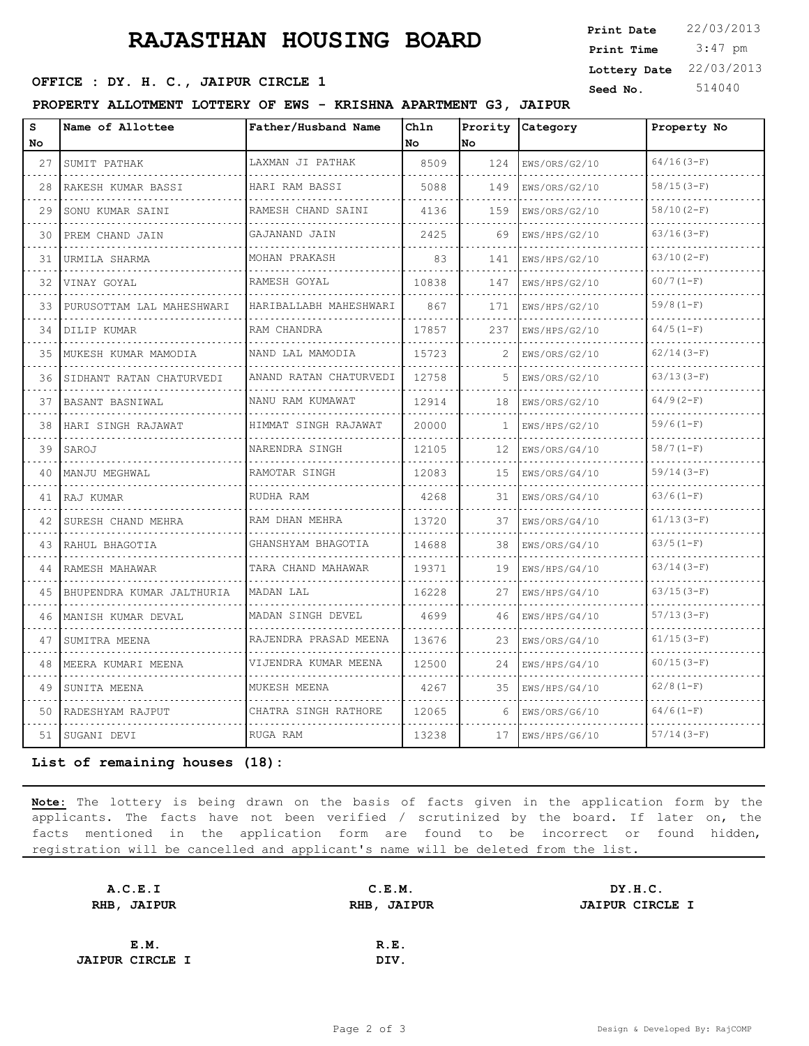# RAJASTHAN HOUSING BOARD

**Print Date** 22/03/2013
**Print Time** 3:47 pm
**Lottery Date** 22/03/2013
**Seed No.** 514040

**OFFICE : DY. H. C., JAIPUR CIRCLE 1**

**PROPERTY ALLOTMENT LOTTERY OF EWS - KRISHNA APARTMENT G3, JAIPUR**

| S No | Name of Allottee | Father/Husband Name | Chln No | Prority No | Category | Property No |
|---|---|---|---|---|---|---|
| 27 | SUMIT PATHAK | LAXMAN JI PATHAK | 8509 | 124 | EWS/ORS/G2/10 | 64/16(3-F) |
| 28 | RAKESH KUMAR BASSI | HARI RAM BASSI | 5088 | 149 | EWS/ORS/G2/10 | 58/15(3-F) |
| 29 | SONU KUMAR SAINI | RAMESH CHAND SAINI | 4136 | 159 | EWS/ORS/G2/10 | 58/10(2-F) |
| 30 | PREM CHAND JAIN | GAJANAND JAIN | 2425 | 69 | EWS/HPS/G2/10 | 63/16(3-F) |
| 31 | URMILA SHARMA | MOHAN PRAKASH | 83 | 141 | EWS/HPS/G2/10 | 63/10(2-F) |
| 32 | VINAY GOYAL | RAMESH GOYAL | 10838 | 147 | EWS/HPS/G2/10 | 60/7(1-F) |
| 33 | PURUSOTTAM LAL MAHESHWARI | HARIBALLABH MAHESHWARI | 867 | 171 | EWS/HPS/G2/10 | 59/8(1-F) |
| 34 | DILIP KUMAR | RAM CHANDRA | 17857 | 237 | EWS/HPS/G2/10 | 64/5(1-F) |
| 35 | MUKESH KUMAR MAMODIA | NAND LAL MAMODIA | 15723 | 2 | EWS/ORS/G2/10 | 62/14(3-F) |
| 36 | SIDHANT RATAN CHATURVEDI | ANAND RATAN CHATURVEDI | 12758 | 5 | EWS/ORS/G2/10 | 63/13(3-F) |
| 37 | BASANT BASNIWAL | NANU RAM KUMAWAT | 12914 | 18 | EWS/ORS/G2/10 | 64/9(2-F) |
| 38 | HARI SINGH RAJAWAT | HIMMAT SINGH RAJAWAT | 20000 | 1 | EWS/HPS/G2/10 | 59/6(1-F) |
| 39 | SAROJ | NARENDRA SINGH | 12105 | 12 | EWS/ORS/G4/10 | 58/7(1-F) |
| 40 | MANJU MEGHWAL | RAMOTAR SINGH | 12083 | 15 | EWS/ORS/G4/10 | 59/14(3-F) |
| 41 | RAJ KUMAR | RUDHA RAM | 4268 | 31 | EWS/ORS/G4/10 | 63/6(1-F) |
| 42 | SURESH CHAND MEHRA | RAM DHAN MEHRA | 13720 | 37 | EWS/ORS/G4/10 | 61/13(3-F) |
| 43 | RAHUL BHAGOTIA | GHANSHYAM BHAGOTIA | 14688 | 38 | EWS/ORS/G4/10 | 63/5(1-F) |
| 44 | RAMESH MAHAWAR | TARA CHAND MAHAWAR | 19371 | 19 | EWS/HPS/G4/10 | 63/14(3-F) |
| 45 | BHUPENDRA KUMAR JALTHURIA | MADAN LAL | 16228 | 27 | EWS/HPS/G4/10 | 63/15(3-F) |
| 46 | MANISH KUMAR DEVAL | MADAN SINGH DEVEL | 4699 | 46 | EWS/HPS/G4/10 | 57/13(3-F) |
| 47 | SUMITRA MEENA | RAJENDRA PRASAD MEENA | 13676 | 23 | EWS/ORS/G4/10 | 61/15(3-F) |
| 48 | MEERA KUMARI MEENA | VIJENDRA KUMAR MEENA | 12500 | 24 | EWS/HPS/G4/10 | 60/15(3-F) |
| 49 | SUNITA MEENA | MUKESH MEENA | 4267 | 35 | EWS/HPS/G4/10 | 62/8(1-F) |
| 50 | RADESHYAM RAJPUT | CHATRA SINGH RATHORE | 12065 | 6 | EWS/ORS/G6/10 | 64/6(1-F) |
| 51 | SUGANI DEVI | RUGA RAM | 13238 | 17 | EWS/HPS/G6/10 | 57/14(3-F) |

**List of remaining houses (18):**

**Note:** The lottery is being drawn on the basis of facts given in the application form by the applicants. The facts have not been verified / scrutinized by the board. If later on, the facts mentioned in the application form are found to be incorrect or found hidden, registration will be cancelled and applicant's name will be deleted from the list.

| | | |
|---|---|---|
| **A.C.E.I**<br>**RHB, JAIPUR** | **C.E.M.**<br>**RHB, JAIPUR** | **DY.H.C.**<br>**JAIPUR CIRCLE I** |
| **E.M.**<br>**JAIPUR CIRCLE I** | **R.E.**<br>**DIV.** | |

Design & Developed By: RajCOMP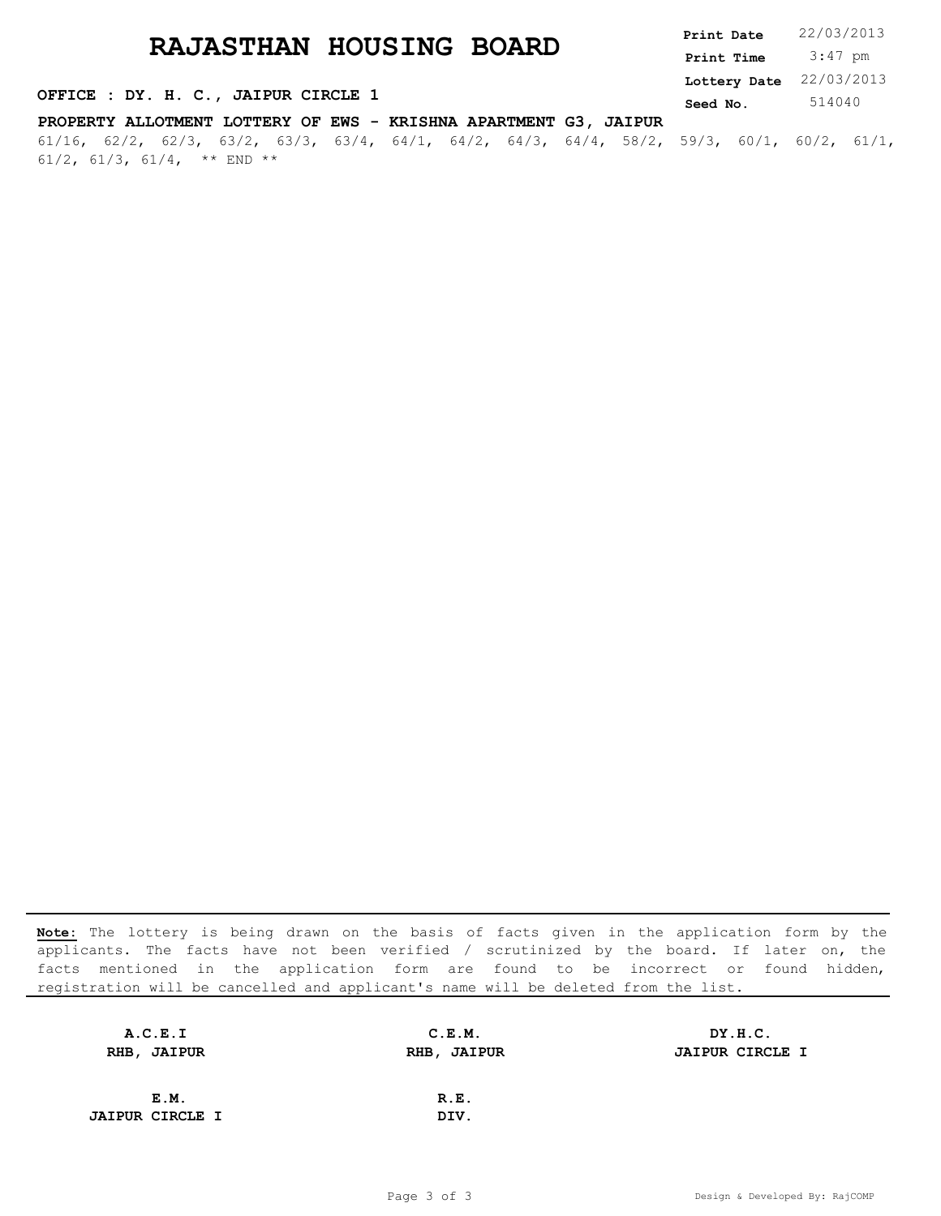# RAJASTHAN HOUSING BOARD

| | |
|---|---|
| **Print Date** | 22/03/2013 |
| **Print Time** | 3:47 pm |
| **Lottery Date** | 22/03/2013 |
| **Seed No.** | 514040 |

**OFFICE : DY. H. C., JAIPUR CIRCLE 1**

**PROPERTY ALLOTMENT LOTTERY OF EWS - KRISHNA APARTMENT G3, JAIPUR**

61/16, 62/2, 62/3, 63/2, 63/3, 63/4, 64/1, 64/2, 64/3, 64/4, 58/2, 59/3, 60/1, 60/2, 61/1, 61/2, 61/3, 61/4, ** END **

**Note:** The lottery is being drawn on the basis of facts given in the application form by the applicants. The facts have not been verified / scrutinized by the board. If later on, the facts mentioned in the application form are found to be incorrect or found hidden, registration will be cancelled and applicant's name will be deleted from the list.

| | | |
|---|---|---|
| **A.C.E.I**<br>**RHB, JAIPUR** | **C.E.M.**<br>**RHB, JAIPUR** | **DY.H.C.**<br>**JAIPUR CIRCLE I** |
| **E.M.**<br>**JAIPUR CIRCLE I** | **R.E.**<br>**DIV.** | |

Design & Developed By: RajCOMP